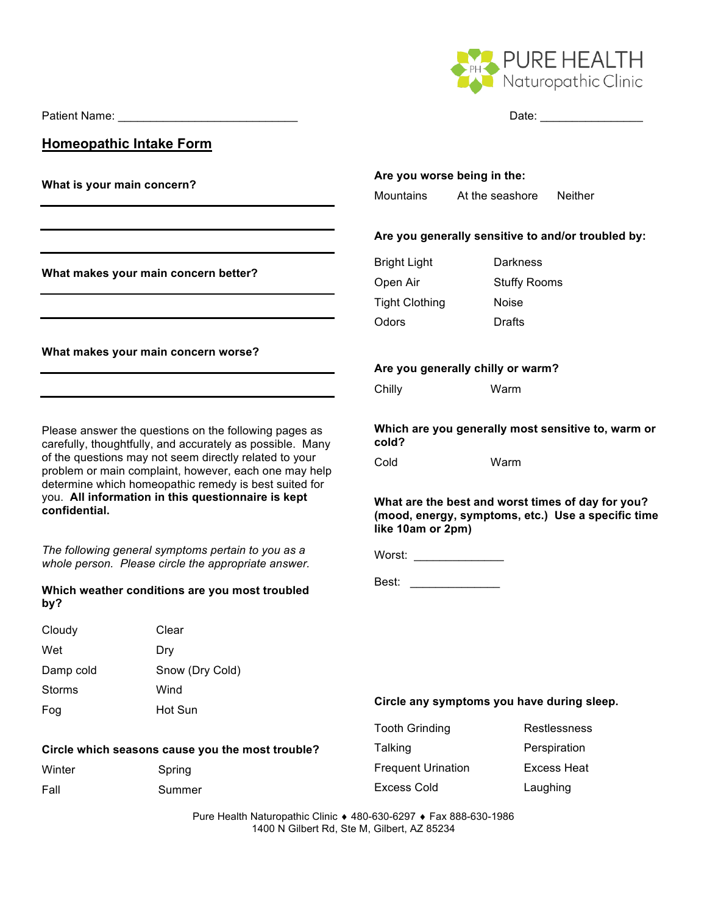PURE HEALTH
Naturopathic Clinic

Patient Name: ____________________________ Date: ________________

# Homeopathic Intake Form

**What is your main concern?**

___________________________________________

___________________________________________

___________________________________________

**What makes your main concern better?**

___________________________________________

___________________________________________

**What makes your main concern worse?**

___________________________________________

___________________________________________

Please answer the questions on the following pages as carefully, thoughtfully, and accurately as possible. Many of the questions may not seem directly related to your problem or main complaint, however, each one may help determine which homeopathic remedy is best suited for you. **All information in this questionnaire is kept confidential.**

*The following general symptoms pertain to you as a whole person. Please circle the appropriate answer.*

**Which weather conditions are you most troubled by?**

| | |
|---|---|
| Cloudy | Clear |
| Wet | Dry |
| Damp cold | Snow (Dry Cold) |
| Storms | Wind |
| Fog | Hot Sun |

**Circle which seasons cause you the most trouble?**

| | |
|---|---|
| Winter | Spring |
| Fall | Summer |

**Are you worse being in the:**

Mountains At the seashore Neither

**Are you generally sensitive to and/or troubled by:**

| | |
|---|---|
| Bright Light | Darkness |
| Open Air | Stuffy Rooms |
| Tight Clothing | Noise |
| Odors | Drafts |

**Are you generally chilly or warm?**

Chilly Warm

**Which are you generally most sensitive to, warm or cold?**

Cold Warm

**What are the best and worst times of day for you? (mood, energy, symptoms, etc.) Use a specific time like 10am or 2pm)**

Worst: ______________

Best: ______________

**Circle any symptoms you have during sleep.**

| | |
|---|---|
| Tooth Grinding | Restlessness |
| Talking | Perspiration |
| Frequent Urination | Excess Heat |
| Excess Cold | Laughing |

Pure Health Naturopathic Clinic ♦ 480-630-6297 ♦ Fax 888-630-1986
1400 N Gilbert Rd, Ste M, Gilbert, AZ 85234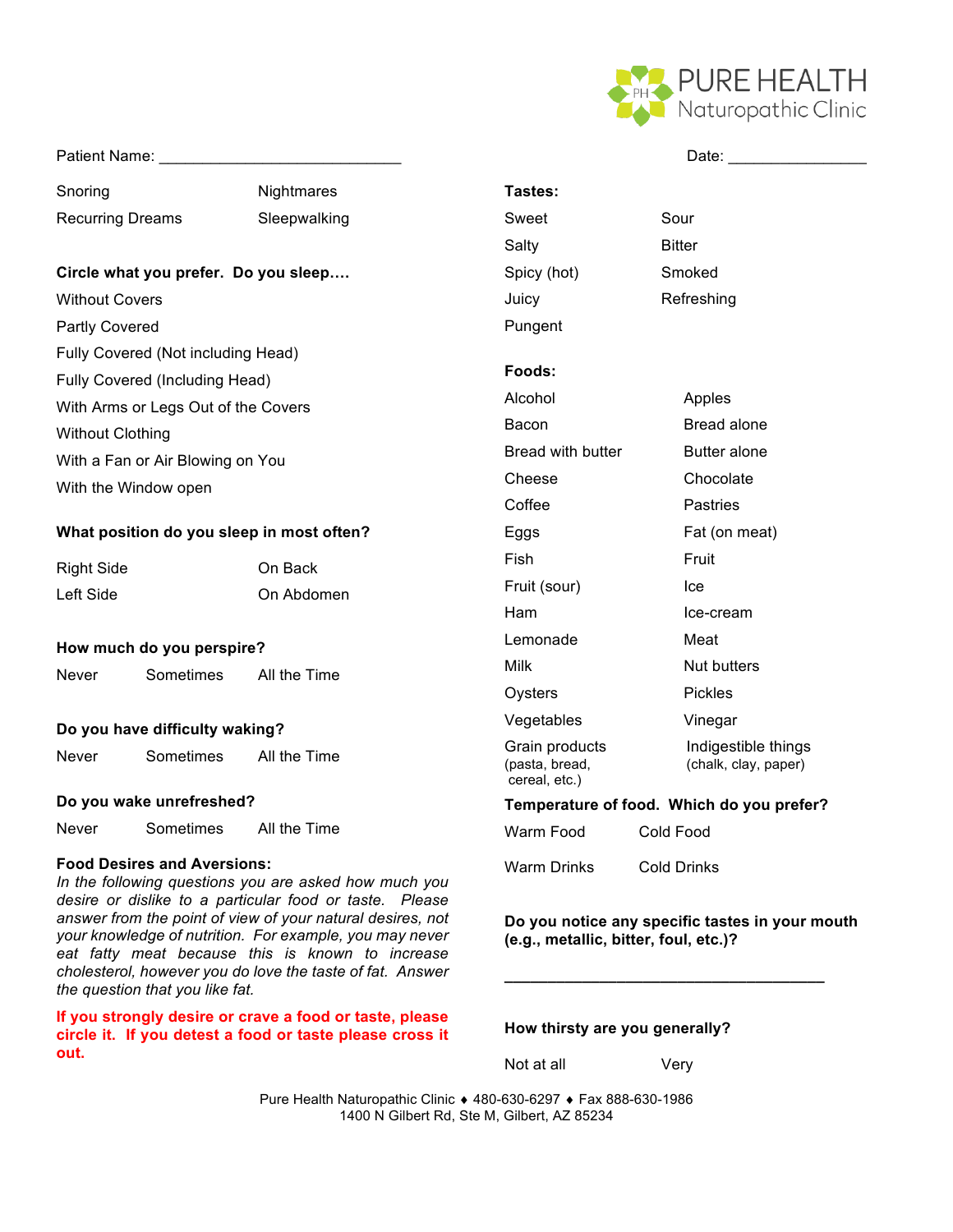Patient Name: ____________________________ Date: ________________

Snoring | Nightmares
Recurring Dreams | Sleepwalking

**Circle what you prefer. Do you sleep….**

Without Covers
Partly Covered
Fully Covered (Not including Head)
Fully Covered (Including Head)
With Arms or Legs Out of the Covers
Without Clothing
With a Fan or Air Blowing on You
With the Window open

**What position do you sleep in most often?**

| | |
|---|---|
| Right Side | On Back |
| Left Side | On Abdomen |

**How much do you perspire?**

Never  Sometimes  All the Time

**Do you have difficulty waking?**

Never  Sometimes  All the Time

**Do you wake unrefreshed?**

Never  Sometimes  All the Time

**Food Desires and Aversions:**

*In the following questions you are asked how much you desire or dislike to a particular food or taste. Please answer from the point of view of your natural desires, not your knowledge of nutrition. For example, you may never eat fatty meat because this is known to increase cholesterol, however you do love the taste of fat. Answer the question that you like fat.*

**If you strongly desire or crave a food or taste, please circle it. If you detest a food or taste please cross it out.**

**Tastes:**

| | |
|---|---|
| Sweet | Sour |
| Salty | Bitter |
| Spicy (hot) | Smoked |
| Juicy | Refreshing |
| Pungent | |

**Foods:**

| | |
|---|---|
| Alcohol | Apples |
| Bacon | Bread alone |
| Bread with butter | Butter alone |
| Cheese | Chocolate |
| Coffee | Pastries |
| Eggs | Fat (on meat) |
| Fish | Fruit |
| Fruit (sour) | Ice |
| Ham | Ice-cream |
| Lemonade | Meat |
| Milk | Nut butters |
| Oysters | Pickles |
| Vegetables | Vinegar |
| Grain products (pasta, bread, cereal, etc.) | Indigestible things (chalk, clay, paper) |

**Temperature of food. Which do you prefer?**

| | |
|---|---|
| Warm Food | Cold Food |
| Warm Drinks | Cold Drinks |

**Do you notice any specific tastes in your mouth (e.g., metallic, bitter, foul, etc.)?**

______________________________________

**How thirsty are you generally?**

Not at all  Very

Pure Health Naturopathic Clinic ♦ 480-630-6297 ♦ Fax 888-630-1986
1400 N Gilbert Rd, Ste M, Gilbert, AZ 85234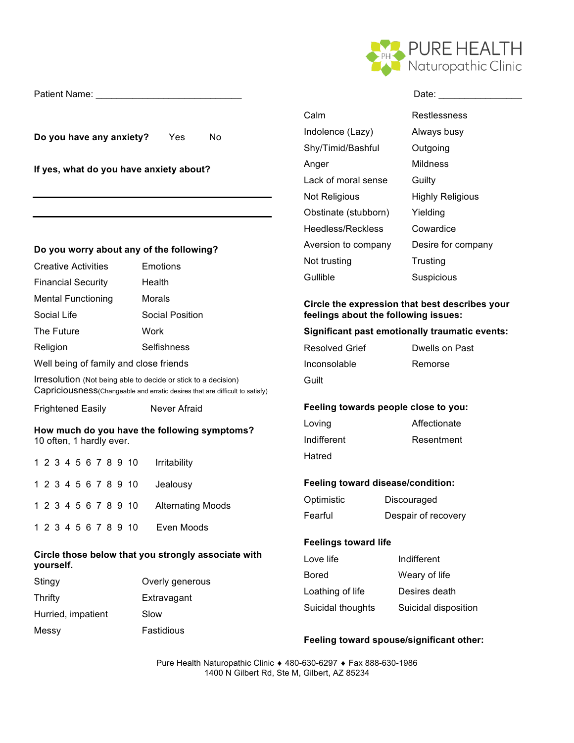Patient Name: ____________________________ Date: ________________

**Do you have any anxiety?** Yes No

**If yes, what do you have anxiety about?**

___

___

**Do you worry about any of the following?**

| | |
|---|---|
| Creative Activities | Emotions |
| Financial Security | Health |
| Mental Functioning | Morals |
| Social Life | Social Position |
| The Future | Work |
| Religion | Selfishness |

Well being of family and close friends

Irresolution (Not being able to decide or stick to a decision)
Capriciousness(Changeable and erratic desires that are difficult to satisfy)

Frightened Easily Never Afraid

**How much do you have the following symptoms?**
10 often, 1 hardly ever.

1 2 3 4 5 6 7 8 9 10 Irritability

1 2 3 4 5 6 7 8 9 10 Jealousy

1 2 3 4 5 6 7 8 9 10 Alternating Moods

1 2 3 4 5 6 7 8 9 10 Even Moods

**Circle those below that you strongly associate with yourself.**

| | |
|---|---|
| Stingy | Overly generous |
| Thrifty | Extravagant |
| Hurried, impatient | Slow |
| Messy | Fastidious |
| Calm | Restlessness |
| Indolence (Lazy) | Always busy |
| Shy/Timid/Bashful | Outgoing |
| Anger | Mildness |
| Lack of moral sense | Guilty |
| Not Religious | Highly Religious |
| Obstinate (stubborn) | Yielding |
| Heedless/Reckless | Cowardice |
| Aversion to company | Desire for company |
| Not trusting | Trusting |
| Gullible | Suspicious |

**Circle the expression that best describes your feelings about the following issues:**

**Significant past emotionally traumatic events:**

| | |
|---|---|
| Resolved Grief | Dwells on Past |
| Inconsolable | Remorse |
| Guilt | |

**Feeling towards people close to you:**

| | |
|---|---|
| Loving | Affectionate |
| Indifferent | Resentment |
| Hatred | |

**Feeling toward disease/condition:**

| | |
|---|---|
| Optimistic | Discouraged |
| Fearful | Despair of recovery |

**Feelings toward life**

| | |
|---|---|
| Love life | Indifferent |
| Bored | Weary of life |
| Loathing of life | Desires death |
| Suicidal thoughts | Suicidal disposition |

**Feeling toward spouse/significant other:**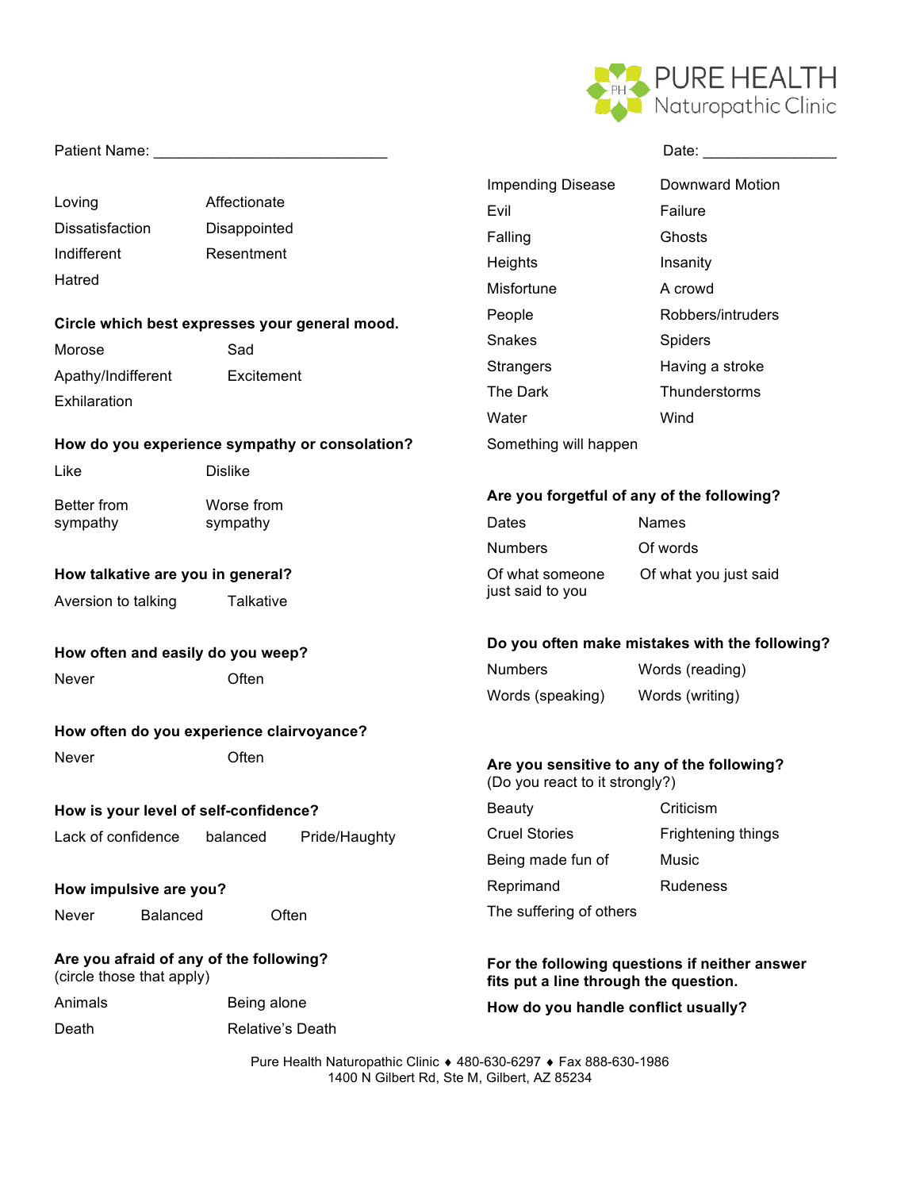Patient Name: ___________________________ Date: _______________

Loving | Affectionate
Dissatisfaction | Disappointed
Indifferent | Resentment
Hatred

**Circle which best expresses your general mood.**

Morose | Sad
Apathy/Indifferent | Excitement
Exhilaration

**How do you experience sympathy or consolation?**

Like | Dislike

Better from sympathy | Worse from sympathy

**How talkative are you in general?**

Aversion to talking | Talkative

**How often and easily do you weep?**

Never | Often

**How often do you experience clairvoyance?**

Never | Often

**How is your level of self-confidence?**

Lack of confidence | balanced | Pride/Haughty

**How impulsive are you?**

Never | Balanced | Often

**Are you afraid of any of the following?**
(circle those that apply)

Animals | Being alone
Death | Relative's Death
Impending Disease | Downward Motion
Evil | Failure
Falling | Ghosts
Heights | Insanity
Misfortune | A crowd
People | Robbers/intruders
Snakes | Spiders
Strangers | Having a stroke
The Dark | Thunderstorms
Water | Wind
Something will happen

**Are you forgetful of any of the following?**

Dates | Names
Numbers | Of words
Of what someone just said to you | Of what you just said

**Do you often make mistakes with the following?**

Numbers | Words (reading)
Words (speaking) | Words (writing)

**Are you sensitive to any of the following?**
(Do you react to it strongly?)

Beauty | Criticism
Cruel Stories | Frightening things
Being made fun of | Music
Reprimand | Rudeness
The suffering of others

**For the following questions if neither answer fits put a line through the question.**

**How do you handle conflict usually?**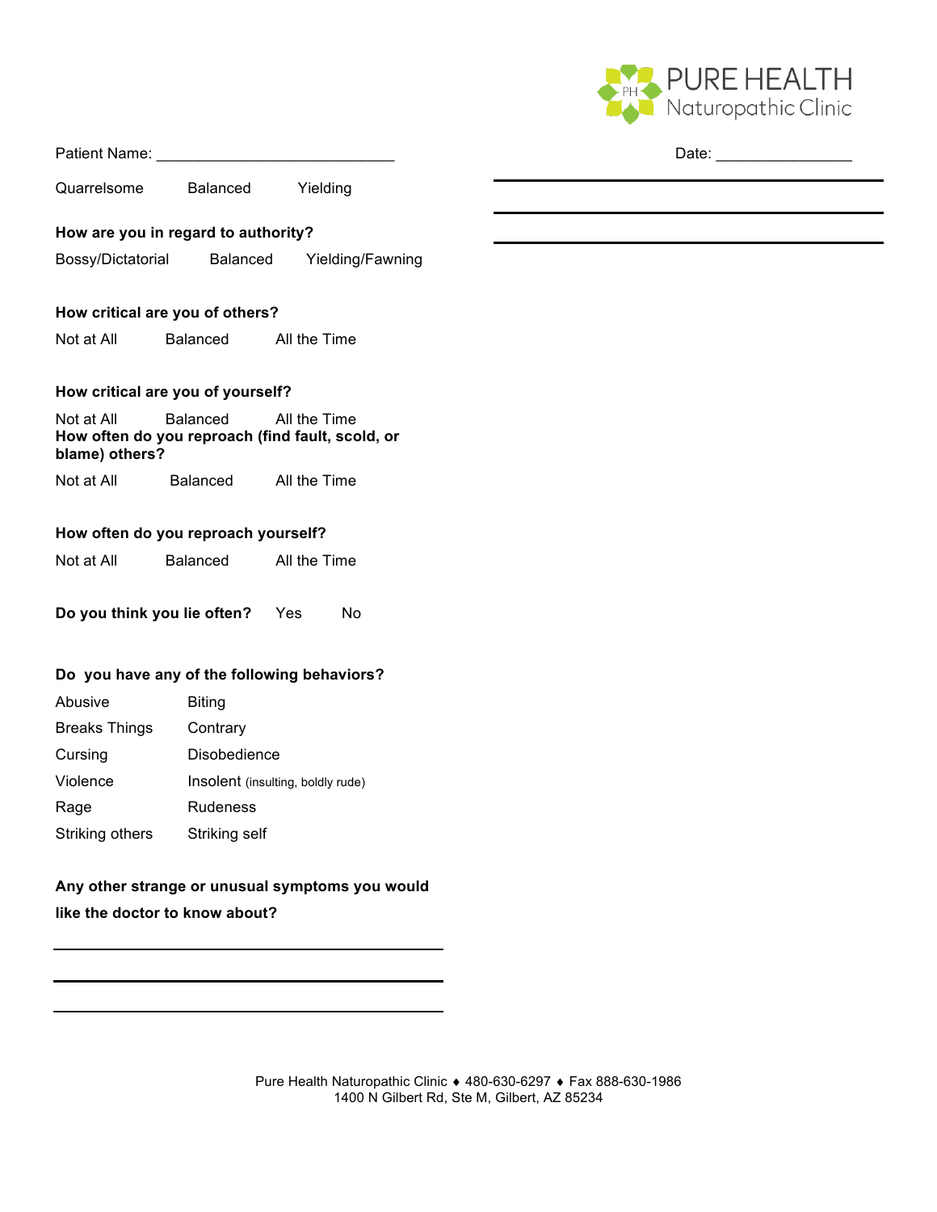PURE HEALTH
Naturopathic Clinic

Patient Name: ____________________________ Date: ________________

Quarrelsome Balanced Yielding

**How are you in regard to authority?**

Bossy/Dictatorial Balanced Yielding/Fawning

**How critical are you of others?**

Not at All Balanced All the Time

**How critical are you of yourself?**

Not at All Balanced All the Time

**How often do you reproach (find fault, scold, or blame) others?**

Not at All Balanced All the Time

**How often do you reproach yourself?**

Not at All Balanced All the Time

**Do you think you lie often?** Yes No

**Do you have any of the following behaviors?**

| | |
|---|---|
| Abusive | Biting |
| Breaks Things | Contrary |
| Cursing | Disobedience |
| Violence | Insolent (insulting, boldly rude) |
| Rage | Rudeness |
| Striking others | Striking self |

**Any other strange or unusual symptoms you would like the doctor to know about?**

______________________________________________

______________________________________________

______________________________________________

Pure Health Naturopathic Clinic ♦ 480-630-6297 ♦ Fax 888-630-1986
1400 N Gilbert Rd, Ste M, Gilbert, AZ 85234